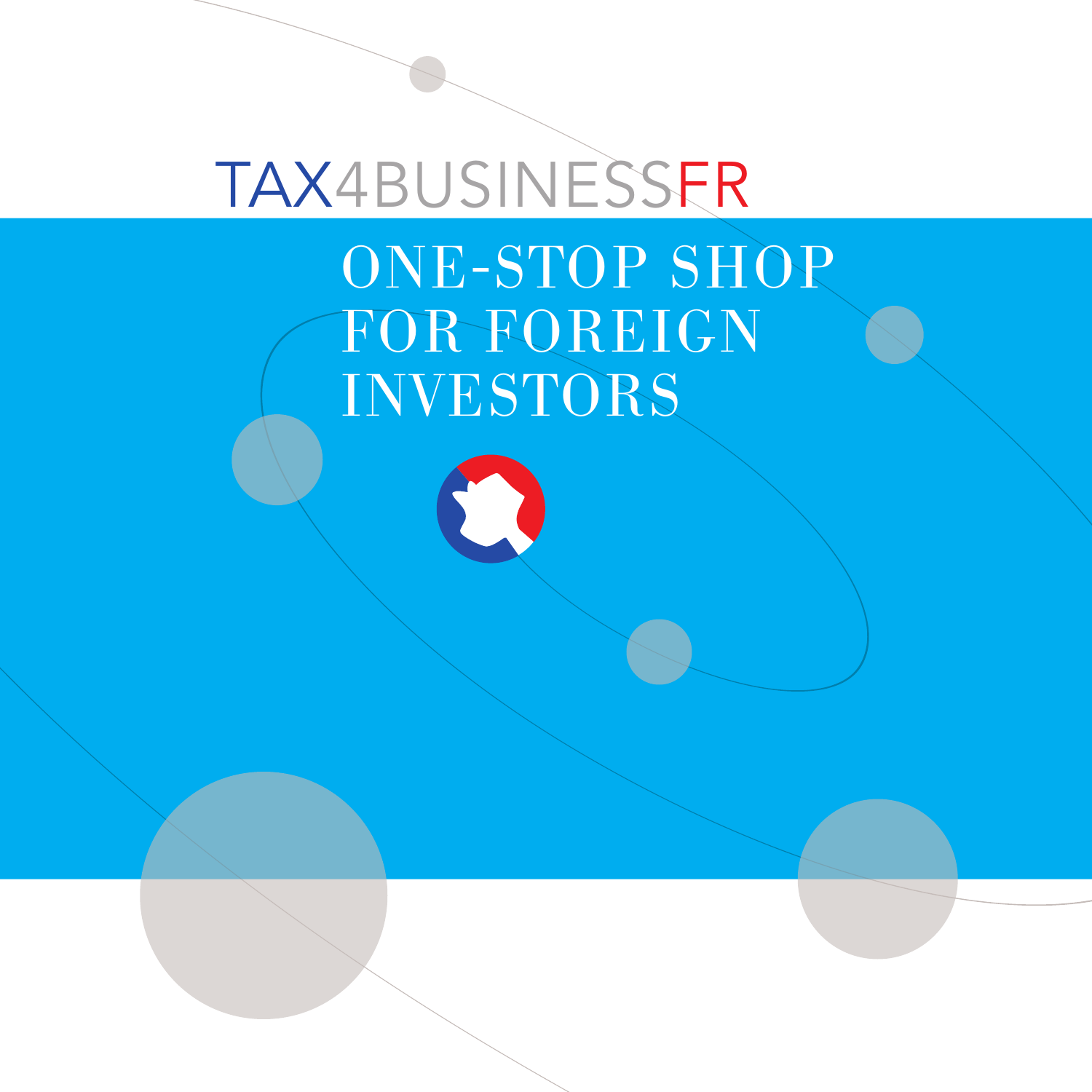# TAX4BUSINESSFR

## ONE-STOP SHOP FOR FOREIGN INVESTORS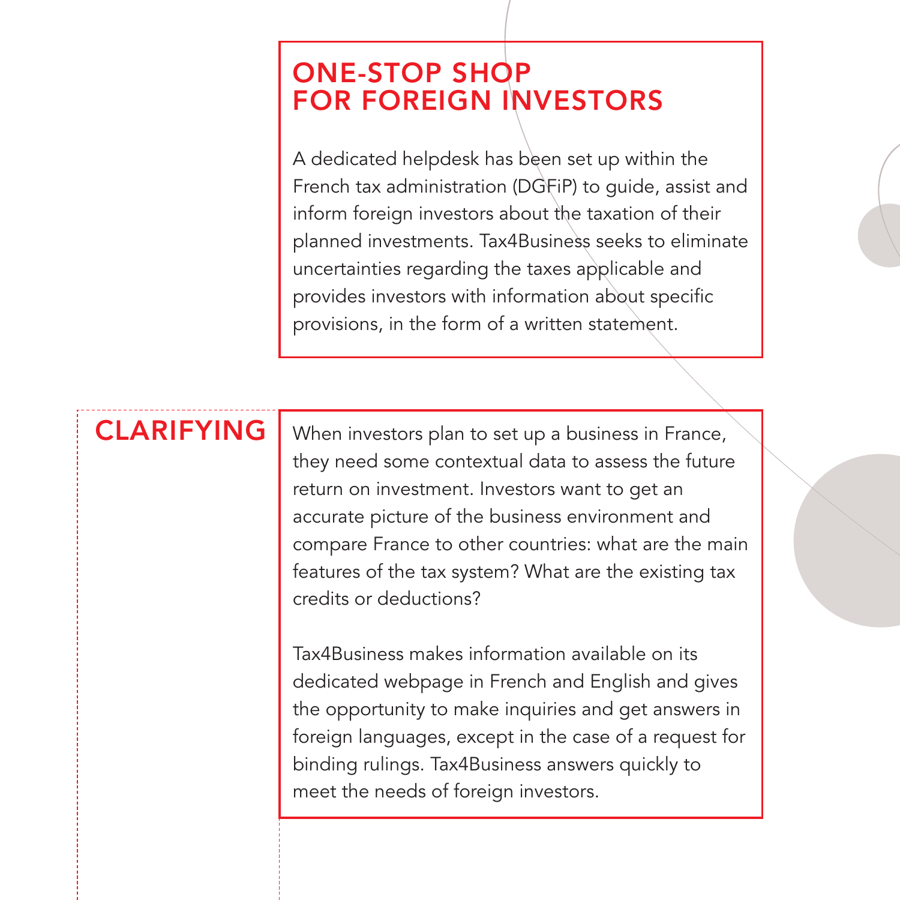## ONE-STOP SHOP FOR FOREIGN INVESTORS

A dedicated helpdesk has been set up within the French tax administration (DGFiP) to guide, assist and inform foreign investors about the taxation of their planned investments. Tax4Business seeks to eliminate uncertainties regarding the taxes applicable and provides investors with information about specific provisions, in the form of a written statement.

## CLARIFYING

When investors plan to set up a business in France, they need some contextual data to assess the future return on investment. Investors want to get an accurate picture of the business environment and compare France to other countries: what are the main features of the tax system? What are the existing tax credits or deductions?

Tax4Business makes information available on its dedicated webpage in French and English and gives the opportunity to make inquiries and get answers in foreign languages, except in the case of a request for binding rulings. Tax4Business answers quickly to meet the needs of foreign investors.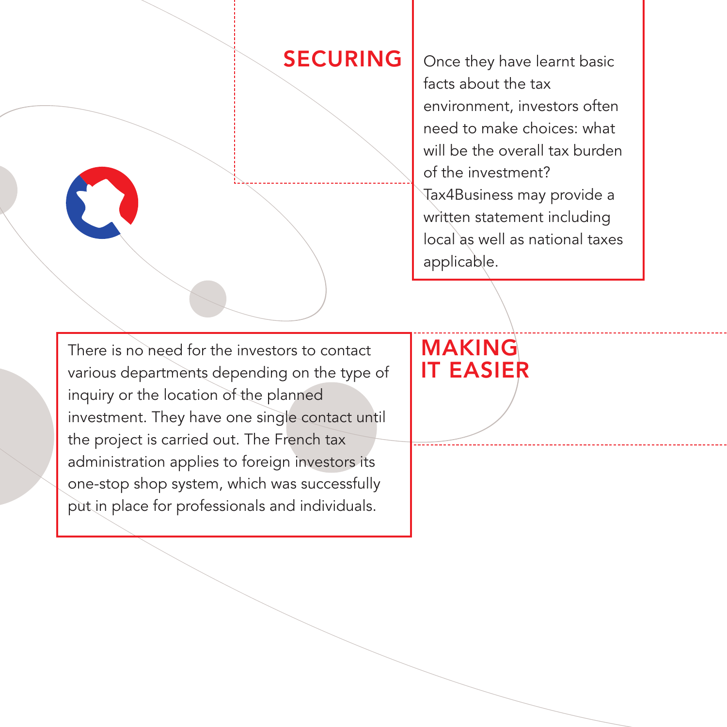## SECURING

Once they have learnt basic facts about the tax environment, investors often need to make choices: what will be the overall tax burden of the investment? Tax4Business may provide a written statement including local as well as national taxes applicable.

## MAKING IT EASIER

There is no need for the investors to contact various departments depending on the type of inquiry or the location of the planned investment. They have one single contact until the project is carried out. The French tax administration applies to foreign investors its one-stop shop system, which was successfully put in place for professionals and individuals.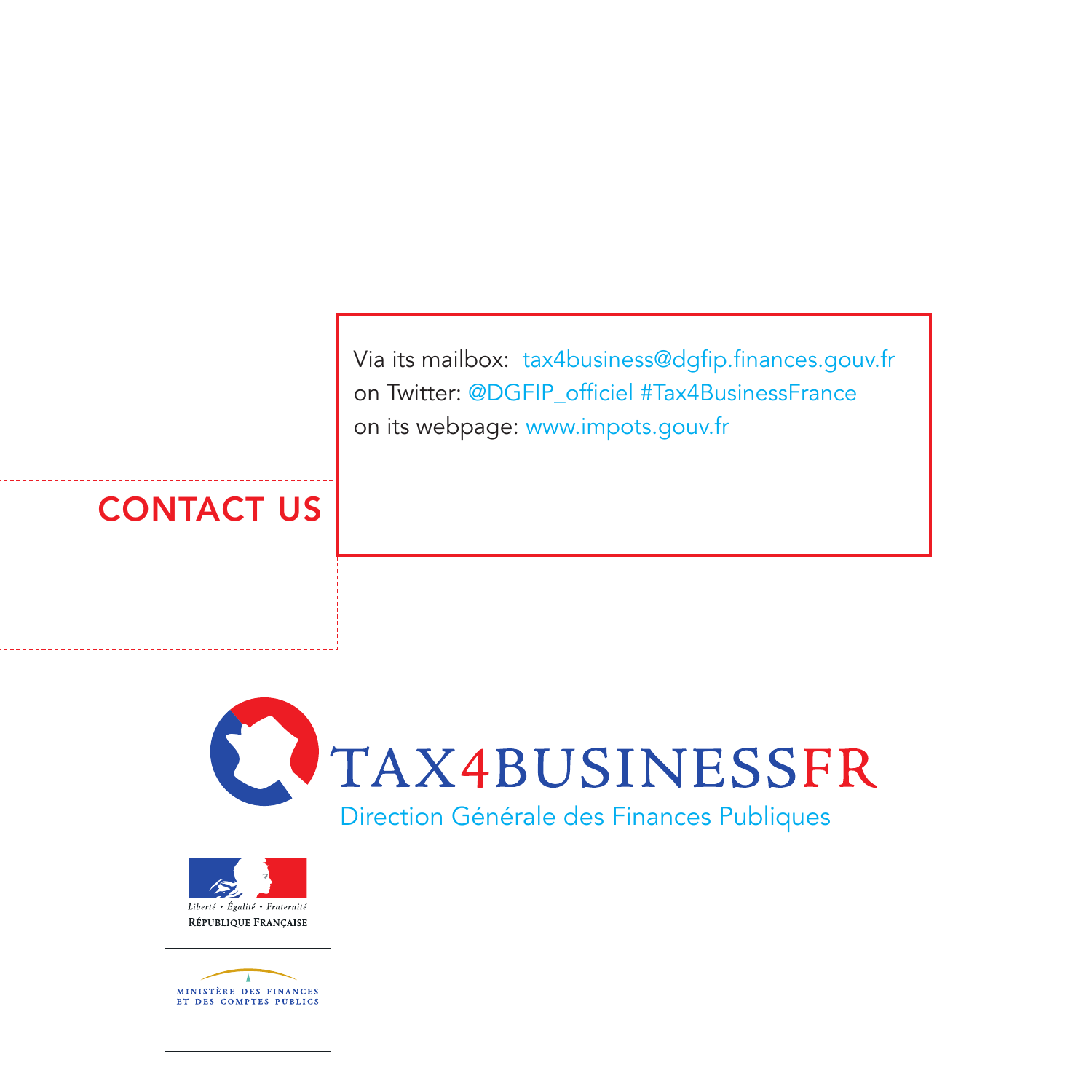## CONTACT US

Via its mailbox: tax4business@dgfip.finances.gouv.fr
on Twitter: @DGFIP_officiel #Tax4BusinessFrance
on its webpage: www.impots.gouv.fr

TAX4BUSINESSFR

Direction Générale des Finances Publiques

Liberté • Égalité • Fraternité
RÉPUBLIQUE FRANÇAISE

MINISTÈRE DES FINANCES
ET DES COMPTES PUBLICS